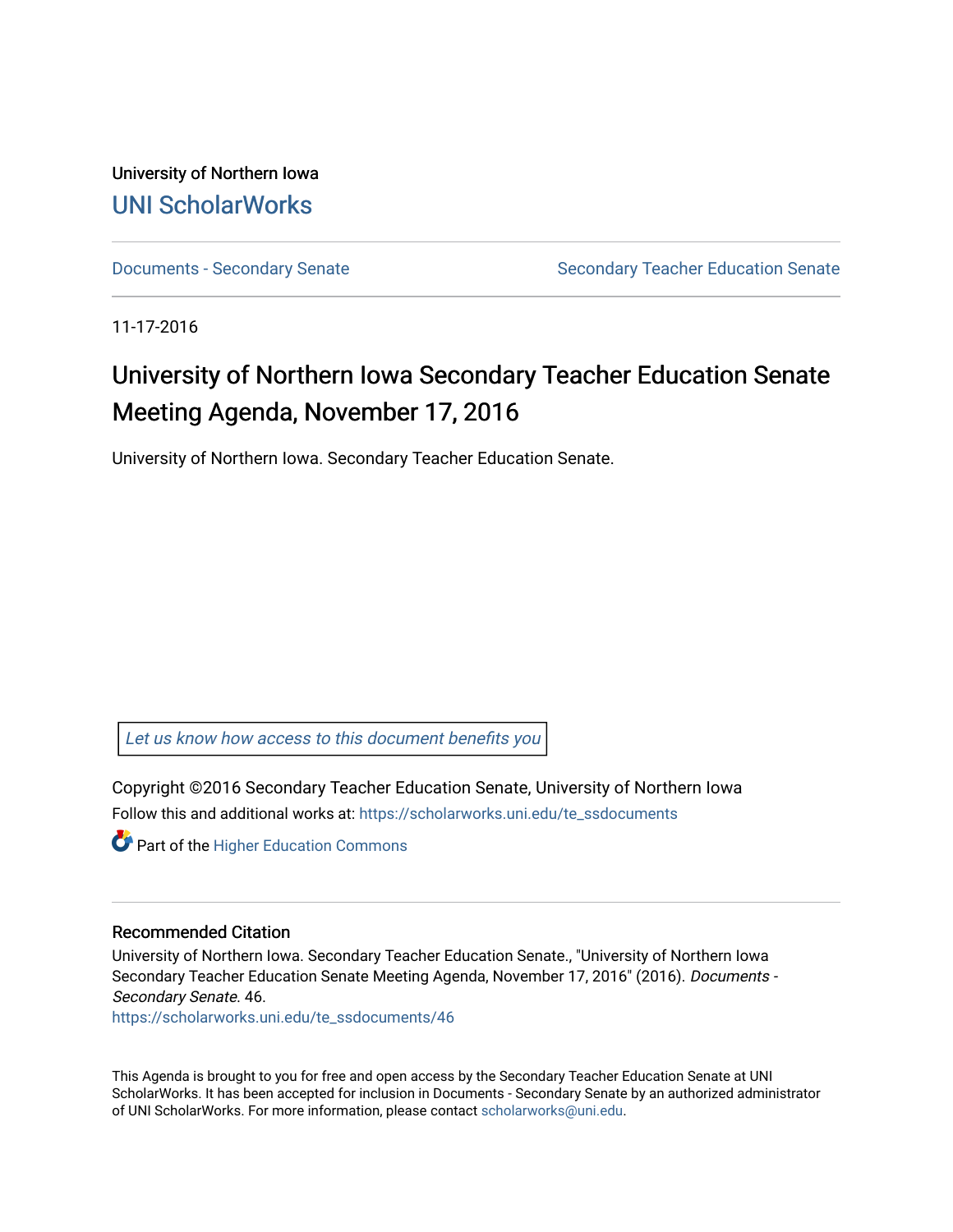University of Northern Iowa

UNI ScholarWorks

Documents - Secondary Senate | Secondary Teacher Education Senate

11-17-2016

# University of Northern Iowa Secondary Teacher Education Senate Meeting Agenda, November 17, 2016

University of Northern Iowa. Secondary Teacher Education Senate.

Let us know how access to this document benefits you

Copyright ©2016 Secondary Teacher Education Senate, University of Northern Iowa

Follow this and additional works at: https://scholarworks.uni.edu/te_ssdocuments

Part of the Higher Education Commons

## Recommended Citation

University of Northern Iowa. Secondary Teacher Education Senate., "University of Northern Iowa Secondary Teacher Education Senate Meeting Agenda, November 17, 2016" (2016). *Documents - Secondary Senate*. 46.
https://scholarworks.uni.edu/te_ssdocuments/46

This Agenda is brought to you for free and open access by the Secondary Teacher Education Senate at UNI ScholarWorks. It has been accepted for inclusion in Documents - Secondary Senate by an authorized administrator of UNI ScholarWorks. For more information, please contact scholarworks@uni.edu.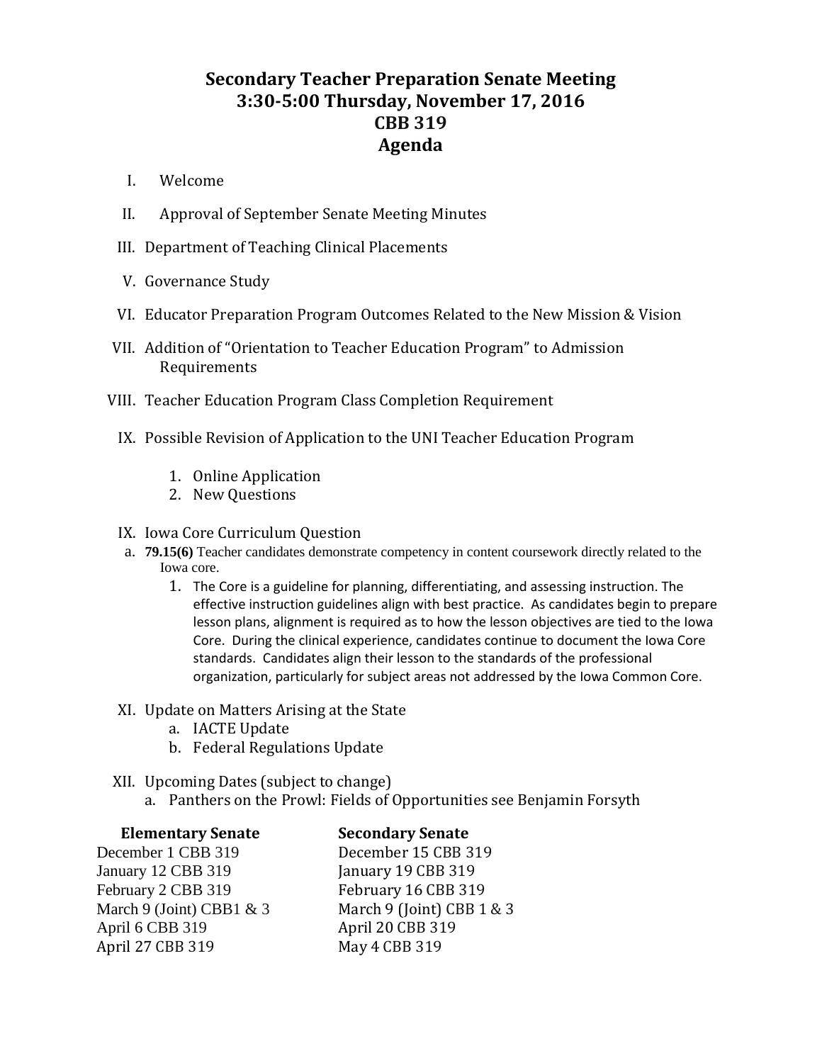# Secondary Teacher Preparation Senate Meeting
# 3:30-5:00 Thursday, November 17, 2016
# CBB 319
# Agenda

I. Welcome

II. Approval of September Senate Meeting Minutes

III. Department of Teaching Clinical Placements

V. Governance Study

VI. Educator Preparation Program Outcomes Related to the New Mission & Vision

VII. Addition of "Orientation to Teacher Education Program" to Admission Requirements

VIII. Teacher Education Program Class Completion Requirement

IX. Possible Revision of Application to the UNI Teacher Education Program

1. Online Application
2. New Questions

IX. Iowa Core Curriculum Question

a. **79.15(6)** Teacher candidates demonstrate competency in content coursework directly related to the Iowa core.

1. The Core is a guideline for planning, differentiating, and assessing instruction. The effective instruction guidelines align with best practice. As candidates begin to prepare lesson plans, alignment is required as to how the lesson objectives are tied to the Iowa Core. During the clinical experience, candidates continue to document the Iowa Core standards. Candidates align their lesson to the standards of the professional organization, particularly for subject areas not addressed by the Iowa Common Core.

XI. Update on Matters Arising at the State

a. IACTE Update
b. Federal Regulations Update

XII. Upcoming Dates (subject to change)

a. Panthers on the Prowl: Fields of Opportunities see Benjamin Forsyth

| Elementary Senate | Secondary Senate |
|---|---|
| December 1 CBB 319 | December 15 CBB 319 |
| January 12 CBB 319 | January 19 CBB 319 |
| February 2 CBB 319 | February 16 CBB 319 |
| March 9 (Joint) CBB1 & 3 | March 9 (Joint) CBB 1 & 3 |
| April 6 CBB 319 | April 20 CBB 319 |
| April 27 CBB 319 | May 4 CBB 319 |